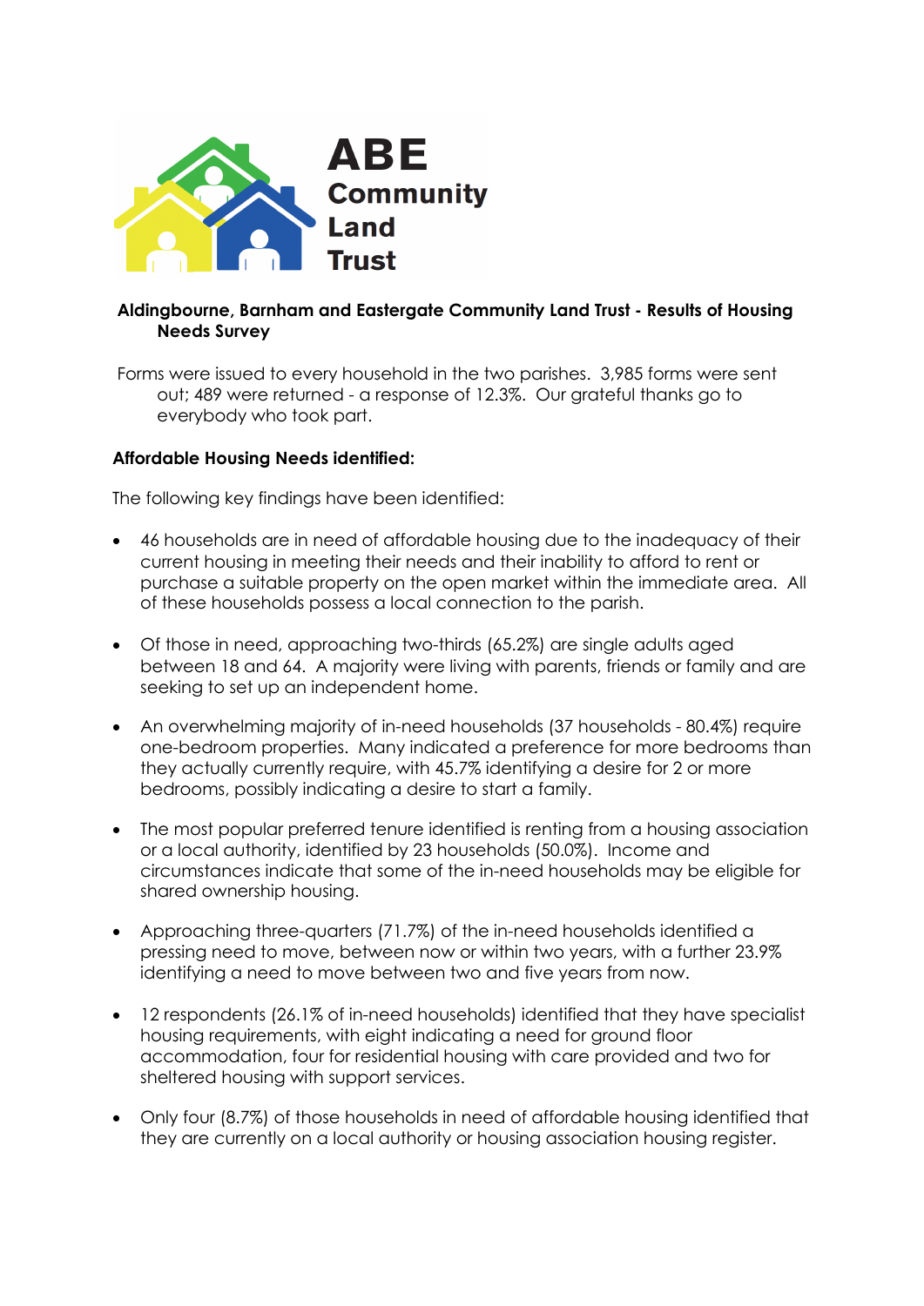# ABE Community Land Trust

## Aldingbourne, Barnham and Eastergate Community Land Trust - Results of Housing Needs Survey

Forms were issued to every household in the two parishes. 3,985 forms were sent out; 489 were returned - a response of 12.3%. Our grateful thanks go to everybody who took part.

**Affordable Housing Needs identified:**

The following key findings have been identified:

- 46 households are in need of affordable housing due to the inadequacy of their current housing in meeting their needs and their inability to afford to rent or purchase a suitable property on the open market within the immediate area. All of these households possess a local connection to the parish.
- Of those in need, approaching two-thirds (65.2%) are single adults aged between 18 and 64. A majority were living with parents, friends or family and are seeking to set up an independent home.
- An overwhelming majority of in-need households (37 households - 80.4%) require one-bedroom properties. Many indicated a preference for more bedrooms than they actually currently require, with 45.7% identifying a desire for 2 or more bedrooms, possibly indicating a desire to start a family.
- The most popular preferred tenure identified is renting from a housing association or a local authority, identified by 23 households (50.0%). Income and circumstances indicate that some of the in-need households may be eligible for shared ownership housing.
- Approaching three-quarters (71.7%) of the in-need households identified a pressing need to move, between now or within two years, with a further 23.9% identifying a need to move between two and five years from now.
- 12 respondents (26.1% of in-need households) identified that they have specialist housing requirements, with eight indicating a need for ground floor accommodation, four for residential housing with care provided and two for sheltered housing with support services.
- Only four (8.7%) of those households in need of affordable housing identified that they are currently on a local authority or housing association housing register.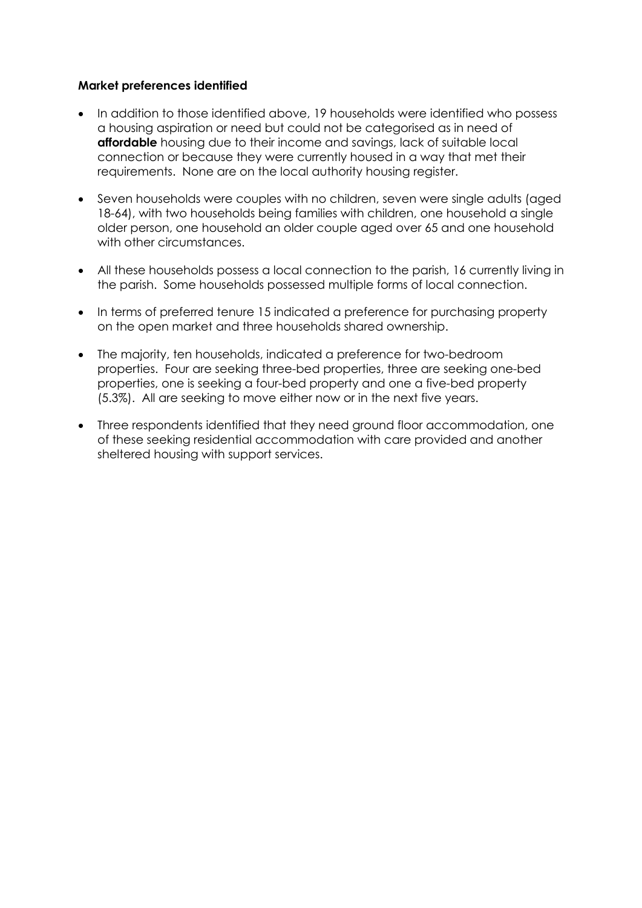**Market preferences identified**

- In addition to those identified above, 19 households were identified who possess a housing aspiration or need but could not be categorised as in need of **affordable** housing due to their income and savings, lack of suitable local connection or because they were currently housed in a way that met their requirements. None are on the local authority housing register.
- Seven households were couples with no children, seven were single adults (aged 18-64), with two households being families with children, one household a single older person, one household an older couple aged over 65 and one household with other circumstances.
- All these households possess a local connection to the parish, 16 currently living in the parish. Some households possessed multiple forms of local connection.
- In terms of preferred tenure 15 indicated a preference for purchasing property on the open market and three households shared ownership.
- The majority, ten households, indicated a preference for two-bedroom properties. Four are seeking three-bed properties, three are seeking one-bed properties, one is seeking a four-bed property and one a five-bed property (5.3%). All are seeking to move either now or in the next five years.
- Three respondents identified that they need ground floor accommodation, one of these seeking residential accommodation with care provided and another sheltered housing with support services.